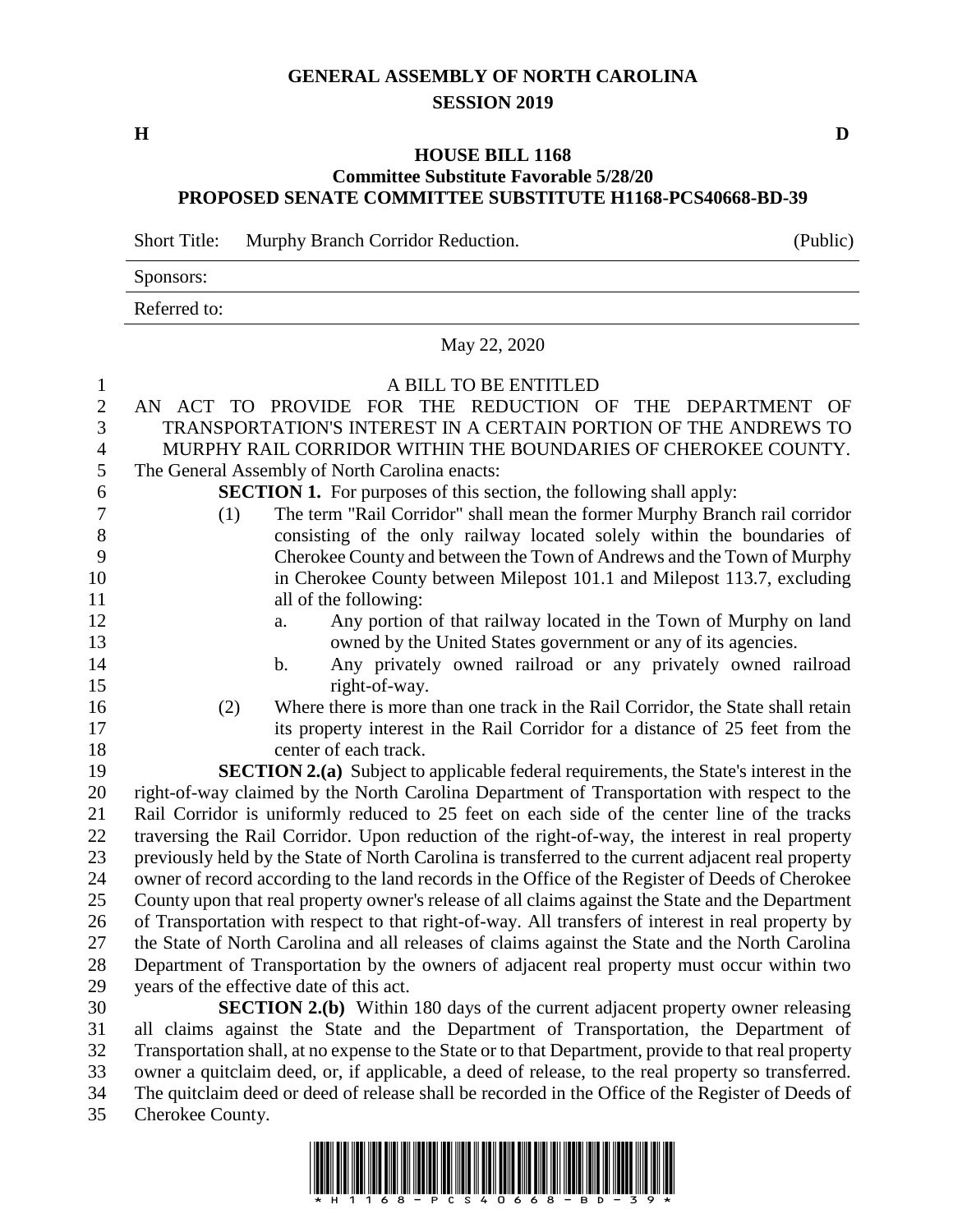# GENERAL ASSEMBLY OF NORTH CAROLINA
## SESSION 2019

**H** **D**

### HOUSE BILL 1168
**Committee Substitute Favorable 5/28/20**
**PROPOSED SENATE COMMITTEE SUBSTITUTE H1168-PCS40668-BD-39**

Short Title: Murphy Branch Corridor Reduction. (Public)

Sponsors:

Referred to:

May 22, 2020

A BILL TO BE ENTITLED

AN ACT TO PROVIDE FOR THE REDUCTION OF THE DEPARTMENT OF TRANSPORTATION'S INTEREST IN A CERTAIN PORTION OF THE ANDREWS TO MURPHY RAIL CORRIDOR WITHIN THE BOUNDARIES OF CHEROKEE COUNTY.

The General Assembly of North Carolina enacts:

**SECTION 1.** For purposes of this section, the following shall apply:

(1) The term "Rail Corridor" shall mean the former Murphy Branch rail corridor consisting of the only railway located solely within the boundaries of Cherokee County and between the Town of Andrews and the Town of Murphy in Cherokee County between Milepost 101.1 and Milepost 113.7, excluding all of the following:
   a. Any portion of that railway located in the Town of Murphy on land owned by the United States government or any of its agencies.
   b. Any privately owned railroad or any privately owned railroad right-of-way.

(2) Where there is more than one track in the Rail Corridor, the State shall retain its property interest in the Rail Corridor for a distance of 25 feet from the center of each track.

**SECTION 2.(a)** Subject to applicable federal requirements, the State's interest in the right-of-way claimed by the North Carolina Department of Transportation with respect to the Rail Corridor is uniformly reduced to 25 feet on each side of the center line of the tracks traversing the Rail Corridor. Upon reduction of the right-of-way, the interest in real property previously held by the State of North Carolina is transferred to the current adjacent real property owner of record according to the land records in the Office of the Register of Deeds of Cherokee County upon that real property owner's release of all claims against the State and the Department of Transportation with respect to that right-of-way. All transfers of interest in real property by the State of North Carolina and all releases of claims against the State and the North Carolina Department of Transportation by the owners of adjacent real property must occur within two years of the effective date of this act.

**SECTION 2.(b)** Within 180 days of the current adjacent property owner releasing all claims against the State and the Department of Transportation, the Department of Transportation shall, at no expense to the State or to that Department, provide to that real property owner a quitclaim deed, or, if applicable, a deed of release, to the real property so transferred. The quitclaim deed or deed of release shall be recorded in the Office of the Register of Deeds of Cherokee County.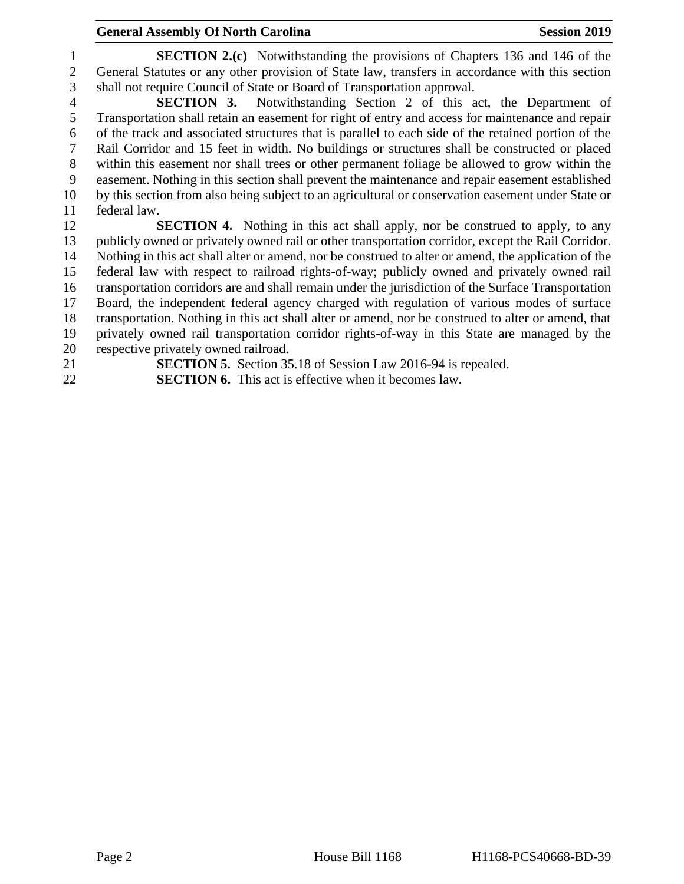**SECTION 2.(c)** Notwithstanding the provisions of Chapters 136 and 146 of the General Statutes or any other provision of State law, transfers in accordance with this section shall not require Council of State or Board of Transportation approval.

**SECTION 3.** Notwithstanding Section 2 of this act, the Department of Transportation shall retain an easement for right of entry and access for maintenance and repair of the track and associated structures that is parallel to each side of the retained portion of the Rail Corridor and 15 feet in width. No buildings or structures shall be constructed or placed within this easement nor shall trees or other permanent foliage be allowed to grow within the easement. Nothing in this section shall prevent the maintenance and repair easement established by this section from also being subject to an agricultural or conservation easement under State or federal law.

**SECTION 4.** Nothing in this act shall apply, nor be construed to apply, to any publicly owned or privately owned rail or other transportation corridor, except the Rail Corridor. Nothing in this act shall alter or amend, nor be construed to alter or amend, the application of the federal law with respect to railroad rights-of-way; publicly owned and privately owned rail transportation corridors are and shall remain under the jurisdiction of the Surface Transportation Board, the independent federal agency charged with regulation of various modes of surface transportation. Nothing in this act shall alter or amend, nor be construed to alter or amend, that privately owned rail transportation corridor rights-of-way in this State are managed by the respective privately owned railroad.

**SECTION 5.** Section 35.18 of Session Law 2016-94 is repealed.

**SECTION 6.** This act is effective when it becomes law.